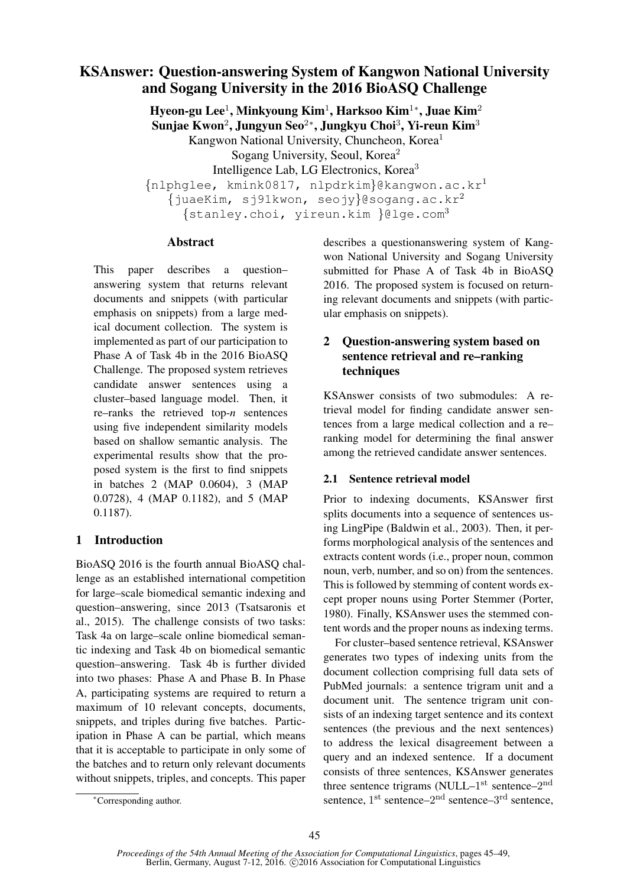# KSAnswer: Question-answering System of Kangwon National University and Sogang University in the 2016 BioASQ Challenge

**Hyeon-gu Lee**[1], **Minkyoung Kim**[1], **Harksoo Kim**[1*], **Juae Kim**[2]
**Sunjae Kwon**[2], **Jungyun Seo**[2*], **Jungkyu Choi**[3], **Yi-reun Kim**[3]

Kangwon National University, Chuncheon, Korea[1]
Sogang University, Seoul, Korea[2]
Intelligence Lab, LG Electronics, Korea[3]

{nlphglee, kmink0817, nlpdrkim}@kangwon.ac.kr[1]
{juaeKim, sj91kwon, seojy}@sogang.ac.kr[2]
{stanley.choi, yireun.kim }@lge.com[3]

## Abstract

This paper describes a question–answering system that returns relevant documents and snippets (with particular emphasis on snippets) from a large medical document collection. The system is implemented as part of our participation to Phase A of Task 4b in the 2016 BioASQ Challenge. The proposed system retrieves candidate answer sentences using a cluster–based language model. Then, it re–ranks the retrieved top-*n* sentences using five independent similarity models based on shallow semantic analysis. The experimental results show that the proposed system is the first to find snippets in batches 2 (MAP 0.0604), 3 (MAP 0.0728), 4 (MAP 0.1182), and 5 (MAP 0.1187).

## 1 Introduction

BioASQ 2016 is the fourth annual BioASQ challenge as an established international competition for large–scale biomedical semantic indexing and question–answering, since 2013 (Tsatsaronis et al., 2015). The challenge consists of two tasks: Task 4a on large–scale online biomedical semantic indexing and Task 4b on biomedical semantic question–answering. Task 4b is further divided into two phases: Phase A and Phase B. In Phase A, participating systems are required to return a maximum of 10 relevant concepts, documents, snippets, and triples during five batches. Participation in Phase A can be partial, which means that it is acceptable to participate in only some of the batches and to return only relevant documents without snippets, triples, and concepts. This paper describes a questionanswering system of Kangwon National University and Sogang University submitted for Phase A of Task 4b in BioASQ 2016. The proposed system is focused on returning relevant documents and snippets (with particular emphasis on snippets).

## 2 Question-answering system based on sentence retrieval and re–ranking techniques

KSAnswer consists of two submodules: A retrieval model for finding candidate answer sentences from a large medical collection and a re–ranking model for determining the final answer among the retrieved candidate answer sentences.

### 2.1 Sentence retrieval model

Prior to indexing documents, KSAnswer first splits documents into a sequence of sentences using LingPipe (Baldwin et al., 2003). Then, it performs morphological analysis of the sentences and extracts content words (i.e., proper noun, common noun, verb, number, and so on) from the sentences. This is followed by stemming of content words except proper nouns using Porter Stemmer (Porter, 1980). Finally, KSAnswer uses the stemmed content words and the proper nouns as indexing terms.

For cluster–based sentence retrieval, KSAnswer generates two types of indexing units from the document collection comprising full data sets of PubMed journals: a sentence trigram unit and a document unit. The sentence trigram unit consists of an indexing target sentence and its context sentences (the previous and the next sentences) to address the lexical disagreement between a query and an indexed sentence. If a document consists of three sentences, KSAnswer generates three sentence trigrams (NULL–1st sentence–2nd sentence, 1st sentence–2nd sentence–3rd sentence,

*Corresponding author.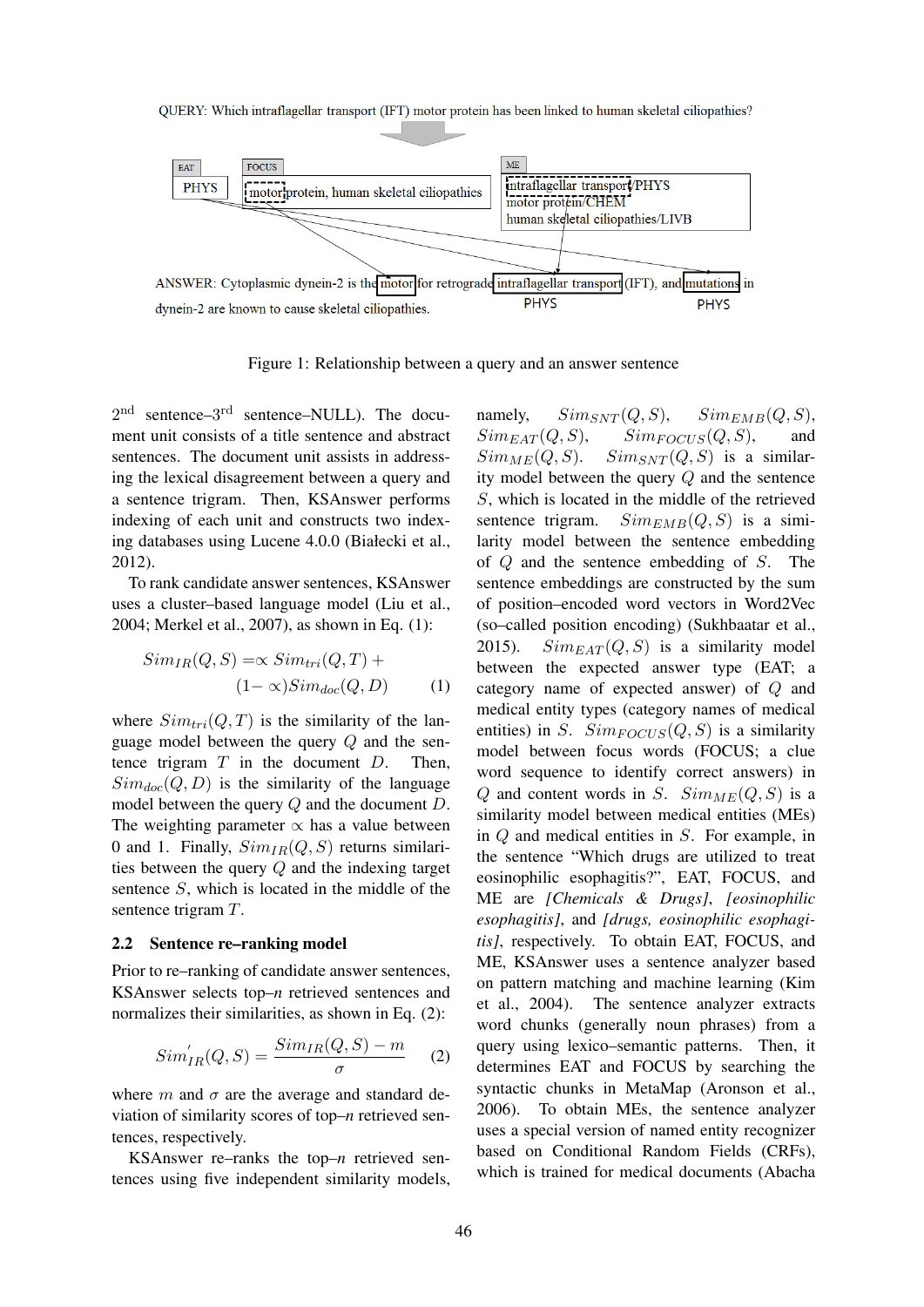QUERY: Which intraflagellar transport (IFT) motor protein has been linked to human skeletal ciliopathies?

| EAT | FOCUS | ME |
| --- | --- | --- |
| PHYS | motor protein, human skeletal ciliopathies | intraflagellar transport/PHYS<br>motor protein/CHEM<br>human skeletal ciliopathies/LIVB |

ANSWER: Cytoplasmic dynein-2 is the motor for retrograde intraflagellar transport (IFT), and mutations in dynein-2 are known to cause skeletal ciliopathies.

PHYS PHYS

Figure 1: Relationship between a query and an answer sentence

2nd sentence–3rd sentence–NULL). The document unit consists of a title sentence and abstract sentences. The document unit assists in addressing the lexical disagreement between a query and a sentence trigram. Then, KSAnswer performs indexing of each unit and constructs two indexing databases using Lucene 4.0.0 (Białecki et al., 2012).

To rank candidate answer sentences, KSAnswer uses a cluster–based language model (Liu et al., 2004; Merkel et al., 2007), as shown in Eq. (1):

$$Sim_{IR}(Q,S) = \propto Sim_{tri}(Q,T) + (1-\propto) Sim_{doc}(Q,D) \quad (1)$$

where $Sim_{tri}(Q,T)$ is the similarity of the language model between the query $Q$ and the sentence trigram $T$ in the document $D$. Then, $Sim_{doc}(Q,D)$ is the similarity of the language model between the query $Q$ and the document $D$. The weighting parameter $\propto$ has a value between 0 and 1. Finally, $Sim_{IR}(Q,S)$ returns similarities between the query $Q$ and the indexing target sentence $S$, which is located in the middle of the sentence trigram $T$.

### 2.2 Sentence re–ranking model

Prior to re–ranking of candidate answer sentences, KSAnswer selects top–$n$ retrieved sentences and normalizes their similarities, as shown in Eq. (2):

$$Sim'_{IR}(Q,S) = \frac{Sim_{IR}(Q,S) - m}{\sigma} \quad (2)$$

where $m$ and $\sigma$ are the average and standard deviation of similarity scores of top–$n$ retrieved sentences, respectively.

KSAnswer re–ranks the top–$n$ retrieved sentences using five independent similarity models, namely, $Sim_{SNT}(Q,S)$, $Sim_{EMB}(Q,S)$, $Sim_{EAT}(Q,S)$, $Sim_{FOCUS}(Q,S)$, and $Sim_{ME}(Q,S)$. $Sim_{SNT}(Q,S)$ is a similarity model between the query $Q$ and the sentence $S$, which is located in the middle of the retrieved sentence trigram. $Sim_{EMB}(Q,S)$ is a similarity model between the sentence embedding of $Q$ and the sentence embedding of $S$. The sentence embeddings are constructed by the sum of position–encoded word vectors in Word2Vec (so–called position encoding) (Sukhbaatar et al., 2015). $Sim_{EAT}(Q,S)$ is a similarity model between the expected answer type (EAT; a category name of expected answer) of $Q$ and medical entity types (category names of medical entities) in $S$. $Sim_{FOCUS}(Q,S)$ is a similarity model between focus words (FOCUS; a clue word sequence to identify correct answers) in $Q$ and content words in $S$. $Sim_{ME}(Q,S)$ is a similarity model between medical entities (MEs) in $Q$ and medical entities in $S$. For example, in the sentence "Which drugs are utilized to treat eosinophilic esophagitis?", EAT, FOCUS, and ME are *[Chemicals & Drugs]*, *[eosinophilic esophagitis]*, and *[drugs, eosinophilic esophagitis]*, respectively. To obtain EAT, FOCUS, and ME, KSAnswer uses a sentence analyzer based on pattern matching and machine learning (Kim et al., 2004). The sentence analyzer extracts word chunks (generally noun phrases) from a query using lexico–semantic patterns. Then, it determines EAT and FOCUS by searching the syntactic chunks in MetaMap (Aronson et al., 2006). To obtain MEs, the sentence analyzer uses a special version of named entity recognizer based on Conditional Random Fields (CRFs), which is trained for medical documents (Abacha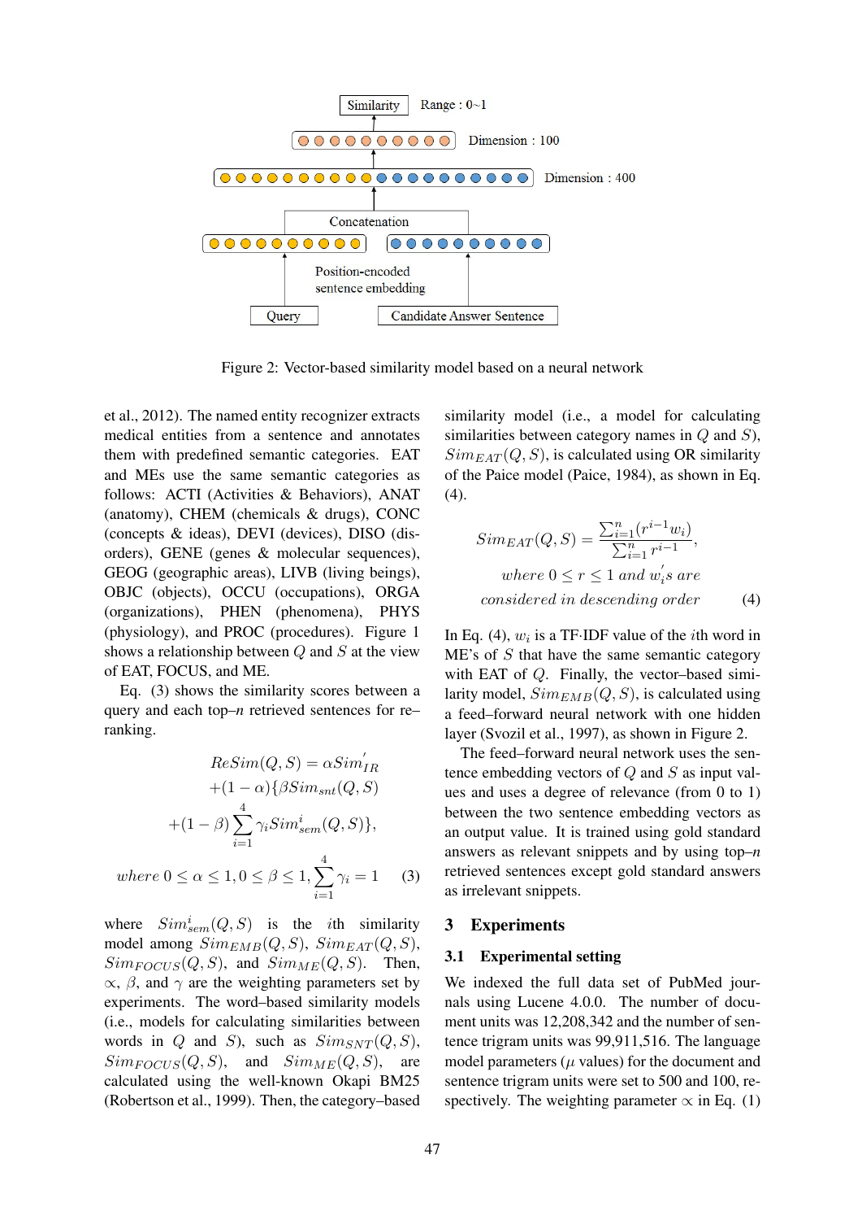Figure 2: Vector-based similarity model based on a neural network

et al., 2012). The named entity recognizer extracts medical entities from a sentence and annotates them with predefined semantic categories. EAT and MEs use the same semantic categories as follows: ACTI (Activities & Behaviors), ANAT (anatomy), CHEM (chemicals & drugs), CONC (concepts & ideas), DEVI (devices), DISO (disorders), GENE (genes & molecular sequences), GEOG (geographic areas), LIVB (living beings), OBJC (objects), OCCU (occupations), ORGA (organizations), PHEN (phenomena), PHYS (physiology), and PROC (procedures). Figure 1 shows a relationship between $Q$ and $S$ at the view of EAT, FOCUS, and ME.

Eq. (3) shows the similarity scores between a query and each top–*n* retrieved sentences for re–ranking.

$$
\begin{aligned}
ReSim(Q,S) &= \alpha Sim_{IR}^{'} \\
&+(1-\alpha)\{\beta Sim_{snt}(Q,S) \\
&+(1-\beta)\sum_{i=1}^{4}\gamma_i Sim_{sem}^{i}(Q,S)\}, \\
&where\ 0 \leq \alpha \leq 1, 0 \leq \beta \leq 1, \sum_{i=1}^{4}\gamma_i = 1
\end{aligned} \tag{3}
$$

where $Sim_{sem}^{i}(Q,S)$ is the $i$th similarity model among $Sim_{EMB}(Q,S)$, $Sim_{EAT}(Q,S)$, $Sim_{FOCUS}(Q,S)$, and $Sim_{ME}(Q,S)$. Then, $\propto$, $\beta$, and $\gamma$ are the weighting parameters set by experiments. The word–based similarity models (i.e., models for calculating similarities between words in $Q$ and $S$), such as $Sim_{SNT}(Q,S)$, $Sim_{FOCUS}(Q,S)$, and $Sim_{ME}(Q,S)$, are calculated using the well-known Okapi BM25 (Robertson et al., 1999). Then, the category–based similarity model (i.e., a model for calculating similarities between category names in $Q$ and $S$), $Sim_{EAT}(Q,S)$, is calculated using OR similarity of the Paice model (Paice, 1984), as shown in Eq. (4).

$$
\begin{aligned}
Sim_{EAT}(Q,S) &= \frac{\sum_{i=1}^{n}(r^{i-1}w_i)}{\sum_{i=1}^{n}r^{i-1}}, \\
&where\ 0 \leq r \leq 1\ and\ w_i^{'}s\ are \\
&considered\ in\ descending\ order
\end{aligned} \tag{4}
$$

In Eq. (4), $w_i$ is a TF·IDF value of the $i$th word in ME's of $S$ that have the same semantic category with EAT of $Q$. Finally, the vector–based similarity model, $Sim_{EMB}(Q,S)$, is calculated using a feed–forward neural network with one hidden layer (Svozil et al., 1997), as shown in Figure 2.

The feed–forward neural network uses the sentence embedding vectors of $Q$ and $S$ as input values and uses a degree of relevance (from 0 to 1) between the two sentence embedding vectors as an output value. It is trained using gold standard answers as relevant snippets and by using top–*n* retrieved sentences except gold standard answers as irrelevant snippets.

## 3 Experiments

### 3.1 Experimental setting

We indexed the full data set of PubMed journals using Lucene 4.0.0. The number of document units was 12,208,342 and the number of sentence trigram units was 99,911,516. The language model parameters ($\mu$ values) for the document and sentence trigram units were set to 500 and 100, respectively. The weighting parameter $\propto$ in Eq. (1)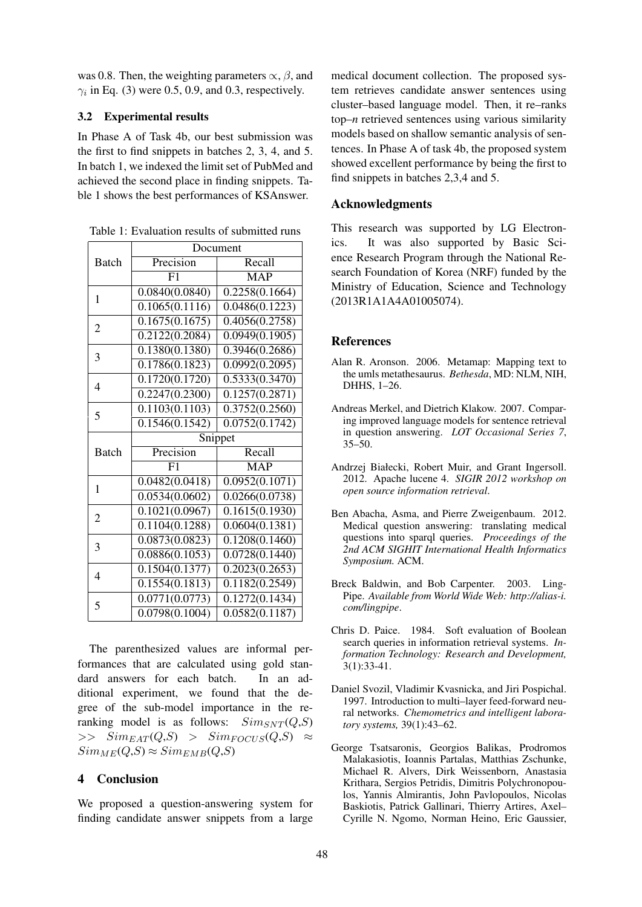was 0.8. Then, the weighting parameters $\propto$, $\beta$, and $\gamma_i$ in Eq. (3) were 0.5, 0.9, and 0.3, respectively.

### 3.2 Experimental results

In Phase A of Task 4b, our best submission was the first to find snippets in batches 2, 3, 4, and 5. In batch 1, we indexed the limit set of PubMed and achieved the second place in finding snippets. Table 1 shows the best performances of KSAnswer.

Table 1: Evaluation results of submitted runs

| Batch | Document | |
|---|---|---|
| | Precision | Recall |
| | F1 | MAP |
| 1 | 0.0840(0.0840) | 0.2258(0.1664) |
| | 0.1065(0.1116) | 0.0486(0.1223) |
| 2 | 0.1675(0.1675) | 0.4056(0.2758) |
| | 0.2122(0.2084) | 0.0949(0.1905) |
| 3 | 0.1380(0.1380) | 0.3946(0.2686) |
| | 0.1786(0.1823) | 0.0992(0.2095) |
| 4 | 0.1720(0.1720) | 0.5333(0.3470) |
| | 0.2247(0.2300) | 0.1257(0.2871) |
| 5 | 0.1103(0.1103) | 0.3752(0.2560) |
| | 0.1546(0.1542) | 0.0752(0.1742) |
| Batch | Snippet | |
| | Precision | Recall |
| | F1 | MAP |
| 1 | 0.0482(0.0418) | 0.0952(0.1071) |
| | 0.0534(0.0602) | 0.0266(0.0738) |
| 2 | 0.1021(0.0967) | 0.1615(0.1930) |
| | 0.1104(0.1288) | 0.0604(0.1381) |
| 3 | 0.0873(0.0823) | 0.1208(0.1460) |
| | 0.0886(0.1053) | 0.0728(0.1440) |
| 4 | 0.1504(0.1377) | 0.2023(0.2653) |
| | 0.1554(0.1813) | 0.1182(0.2549) |
| 5 | 0.0771(0.0773) | 0.1272(0.1434) |
| | 0.0798(0.1004) | 0.0582(0.1187) |

The parenthesized values are informal performances that are calculated using gold standard answers for each batch. In an additional experiment, we found that the degree of the sub-model importance in the reranking model is as follows: $Sim_{SNT}(Q,S) >> Sim_{EAT}(Q,S) > Sim_{FOCUS}(Q,S) \approx Sim_{ME}(Q,S) \approx Sim_{EMB}(Q,S)$

## 4 Conclusion

We proposed a question-answering system for finding candidate answer snippets from a large medical document collection. The proposed system retrieves candidate answer sentences using cluster–based language model. Then, it re–ranks top–*n* retrieved sentences using various similarity models based on shallow semantic analysis of sentences. In Phase A of task 4b, the proposed system showed excellent performance by being the first to find snippets in batches 2,3,4 and 5.

## Acknowledgments

This research was supported by LG Electronics. It was also supported by Basic Science Research Program through the National Research Foundation of Korea (NRF) funded by the Ministry of Education, Science and Technology (2013R1A1A4A01005074).

## References

Alan R. Aronson. 2006. Metamap: Mapping text to the umls metathesaurus. *Bethesda*, MD: NLM, NIH, DHHS, 1–26.

Andreas Merkel, and Dietrich Klakow. 2007. Comparing improved language models for sentence retrieval in question answering. *LOT Occasional Series 7*, 35–50.

Andrzej Białecki, Robert Muir, and Grant Ingersoll. 2012. Apache lucene 4. *SIGIR 2012 workshop on open source information retrieval*.

Ben Abacha, Asma, and Pierre Zweigenbaum. 2012. Medical question answering: translating medical questions into sparql queries. *Proceedings of the 2nd ACM SIGHIT International Health Informatics Symposium.* ACM.

Breck Baldwin, and Bob Carpenter. 2003. LingPipe. *Available from World Wide Web: http://alias-i.com/lingpipe*.

Chris D. Paice. 1984. Soft evaluation of Boolean search queries in information retrieval systems. *Information Technology: Research and Development,* 3(1):33-41.

Daniel Svozil, Vladimir Kvasnicka, and Jiri Pospichal. 1997. Introduction to multi–layer feed-forward neural networks. *Chemometrics and intelligent laboratory systems,* 39(1):43–62.

George Tsatsaronis, Georgios Balikas, Prodromos Malakasiotis, Ioannis Partalas, Matthias Zschunke, Michael R. Alvers, Dirk Weissenborn, Anastasia Krithara, Sergios Petridis, Dimitris Polychronopoulos, Yannis Almirantis, John Pavlopoulos, Nicolas Baskiotis, Patrick Gallinari, Thierry Artires, Axel–Cyrille N. Ngomo, Norman Heino, Eric Gaussier,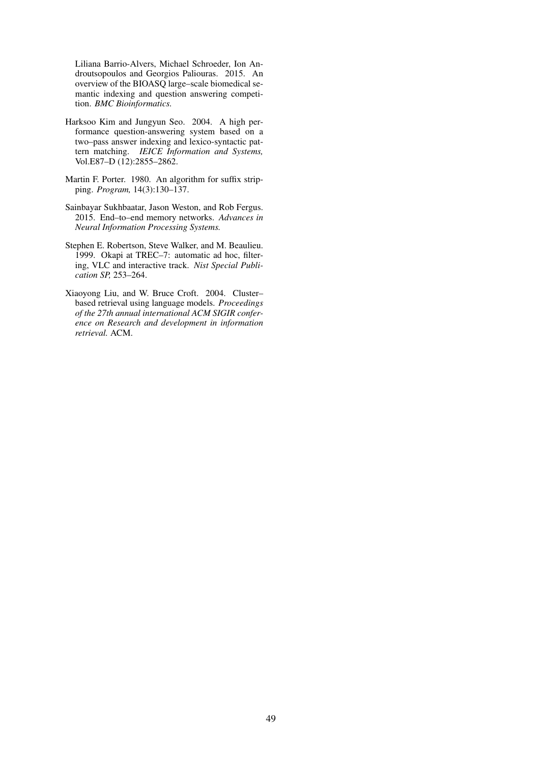Liliana Barrio-Alvers, Michael Schroeder, Ion Androutsopoulos and Georgios Paliouras. 2015. An overview of the BIOASQ large–scale biomedical semantic indexing and question answering competition. *BMC Bioinformatics.*

Harksoo Kim and Jungyun Seo. 2004. A high performance question-answering system based on a two–pass answer indexing and lexico-syntactic pattern matching. *IEICE Information and Systems,* Vol.E87–D (12):2855–2862.

Martin F. Porter. 1980. An algorithm for suffix stripping. *Program,* 14(3):130–137.

Sainbayar Sukhbaatar, Jason Weston, and Rob Fergus. 2015. End–to–end memory networks. *Advances in Neural Information Processing Systems.*

Stephen E. Robertson, Steve Walker, and M. Beaulieu. 1999. Okapi at TREC–7: automatic ad hoc, filtering, VLC and interactive track. *Nist Special Publication SP,* 253–264.

Xiaoyong Liu, and W. Bruce Croft. 2004. Cluster–based retrieval using language models. *Proceedings of the 27th annual international ACM SIGIR conference on Research and development in information retrieval.* ACM.